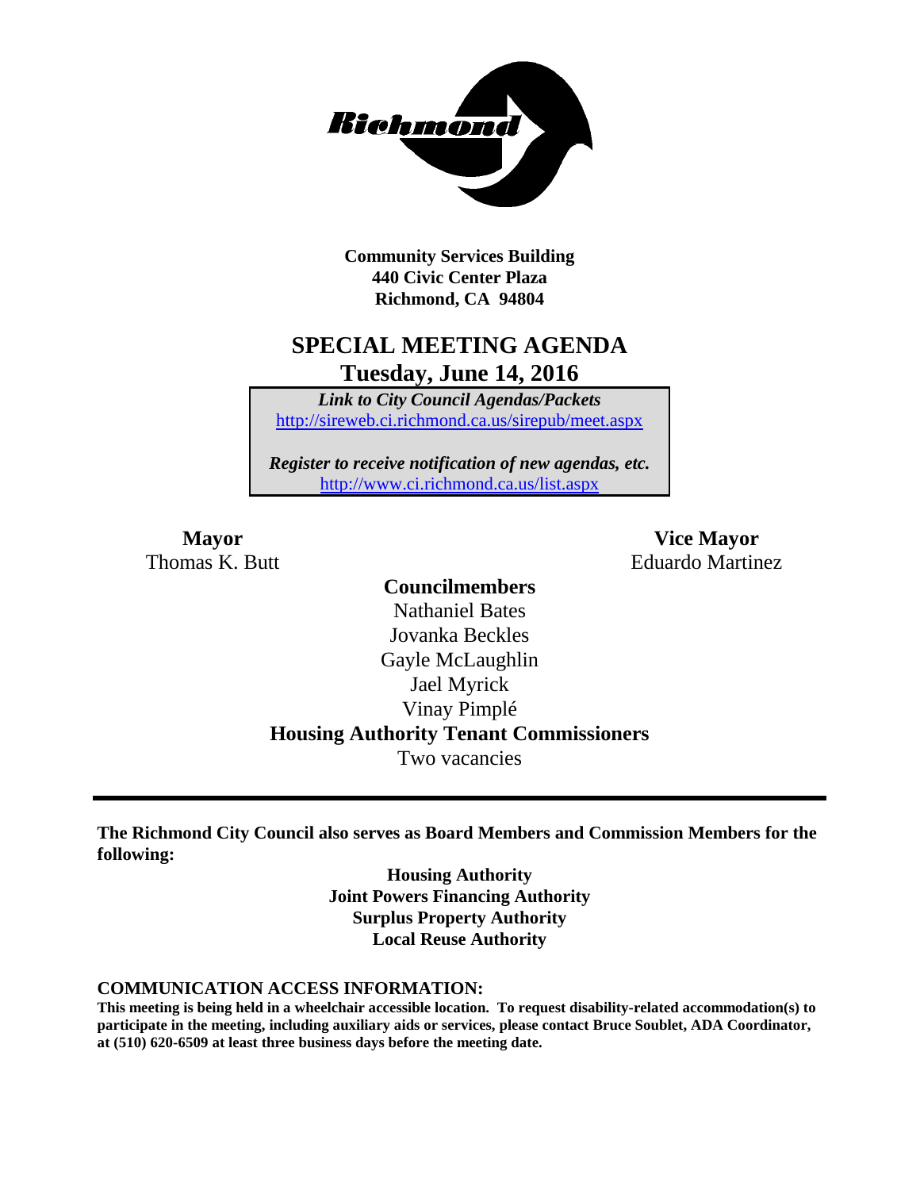**Community Services Building**
**440 Civic Center Plaza**
**Richmond, CA 94804**

# SPECIAL MEETING AGENDA
## Tuesday, June 14, 2016

***Link to City Council Agendas/Packets***
http://sireweb.ci.richmond.ca.us/sirepub/meet.aspx

***Register to receive notification of new agendas, etc.***
http://www.ci.richmond.ca.us/list.aspx

**Mayor**
Thomas K. Butt

**Vice Mayor**
Eduardo Martinez

**Councilmembers**
Nathaniel Bates
Jovanka Beckles
Gayle McLaughlin
Jael Myrick
Vinay Pimplé

**Housing Authority Tenant Commissioners**
Two vacancies

---

**The Richmond City Council also serves as Board Members and Commission Members for the following:**

**Housing Authority**
**Joint Powers Financing Authority**
**Surplus Property Authority**
**Local Reuse Authority**

**COMMUNICATION ACCESS INFORMATION:**
**This meeting is being held in a wheelchair accessible location. To request disability-related accommodation(s) to participate in the meeting, including auxiliary aids or services, please contact Bruce Soublet, ADA Coordinator, at (510) 620-6509 at least three business days before the meeting date.**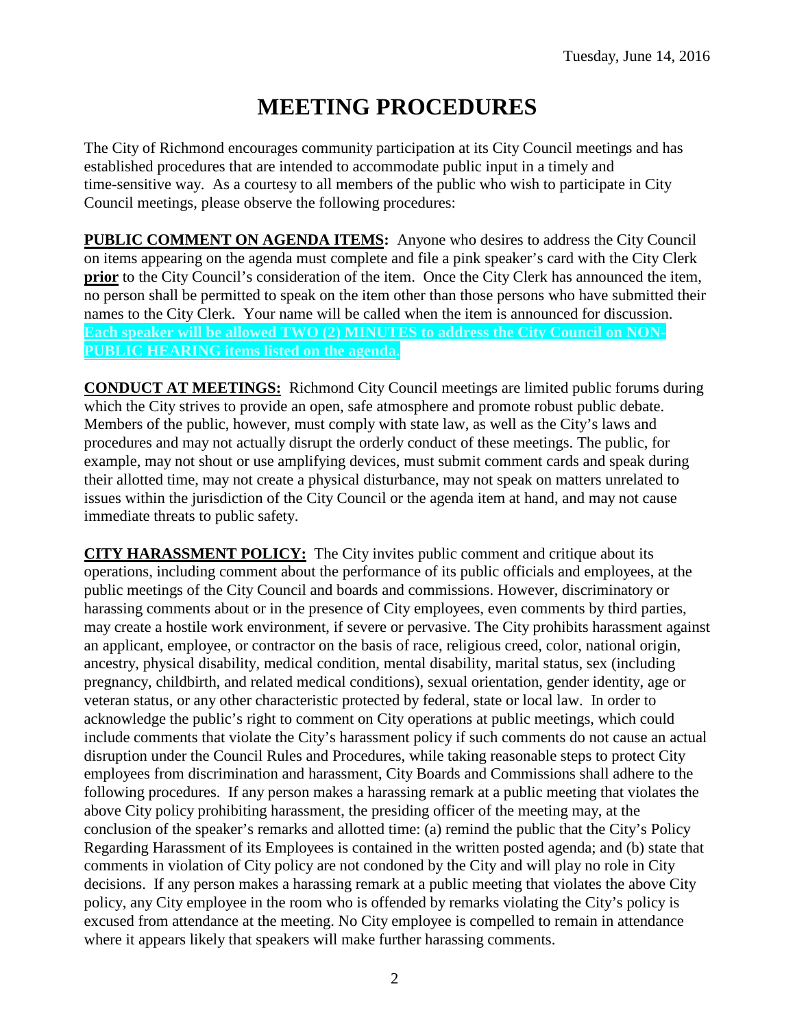Tuesday, June 14, 2016

# MEETING PROCEDURES

The City of Richmond encourages community participation at its City Council meetings and has established procedures that are intended to accommodate public input in a timely and time-sensitive way. As a courtesy to all members of the public who wish to participate in City Council meetings, please observe the following procedures:

**PUBLIC COMMENT ON AGENDA ITEMS:** Anyone who desires to address the City Council on items appearing on the agenda must complete and file a pink speaker's card with the City Clerk **prior** to the City Council's consideration of the item. Once the City Clerk has announced the item, no person shall be permitted to speak on the item other than those persons who have submitted their names to the City Clerk. Your name will be called when the item is announced for discussion. **Each speaker will be allowed TWO (2) MINUTES to address the City Council on NON-PUBLIC HEARING items listed on the agenda.**

**CONDUCT AT MEETINGS:** Richmond City Council meetings are limited public forums during which the City strives to provide an open, safe atmosphere and promote robust public debate. Members of the public, however, must comply with state law, as well as the City's laws and procedures and may not actually disrupt the orderly conduct of these meetings. The public, for example, may not shout or use amplifying devices, must submit comment cards and speak during their allotted time, may not create a physical disturbance, may not speak on matters unrelated to issues within the jurisdiction of the City Council or the agenda item at hand, and may not cause immediate threats to public safety.

**CITY HARASSMENT POLICY:** The City invites public comment and critique about its operations, including comment about the performance of its public officials and employees, at the public meetings of the City Council and boards and commissions. However, discriminatory or harassing comments about or in the presence of City employees, even comments by third parties, may create a hostile work environment, if severe or pervasive. The City prohibits harassment against an applicant, employee, or contractor on the basis of race, religious creed, color, national origin, ancestry, physical disability, medical condition, mental disability, marital status, sex (including pregnancy, childbirth, and related medical conditions), sexual orientation, gender identity, age or veteran status, or any other characteristic protected by federal, state or local law. In order to acknowledge the public's right to comment on City operations at public meetings, which could include comments that violate the City's harassment policy if such comments do not cause an actual disruption under the Council Rules and Procedures, while taking reasonable steps to protect City employees from discrimination and harassment, City Boards and Commissions shall adhere to the following procedures. If any person makes a harassing remark at a public meeting that violates the above City policy prohibiting harassment, the presiding officer of the meeting may, at the conclusion of the speaker's remarks and allotted time: (a) remind the public that the City's Policy Regarding Harassment of its Employees is contained in the written posted agenda; and (b) state that comments in violation of City policy are not condoned by the City and will play no role in City decisions. If any person makes a harassing remark at a public meeting that violates the above City policy, any City employee in the room who is offended by remarks violating the City's policy is excused from attendance at the meeting. No City employee is compelled to remain in attendance where it appears likely that speakers will make further harassing comments.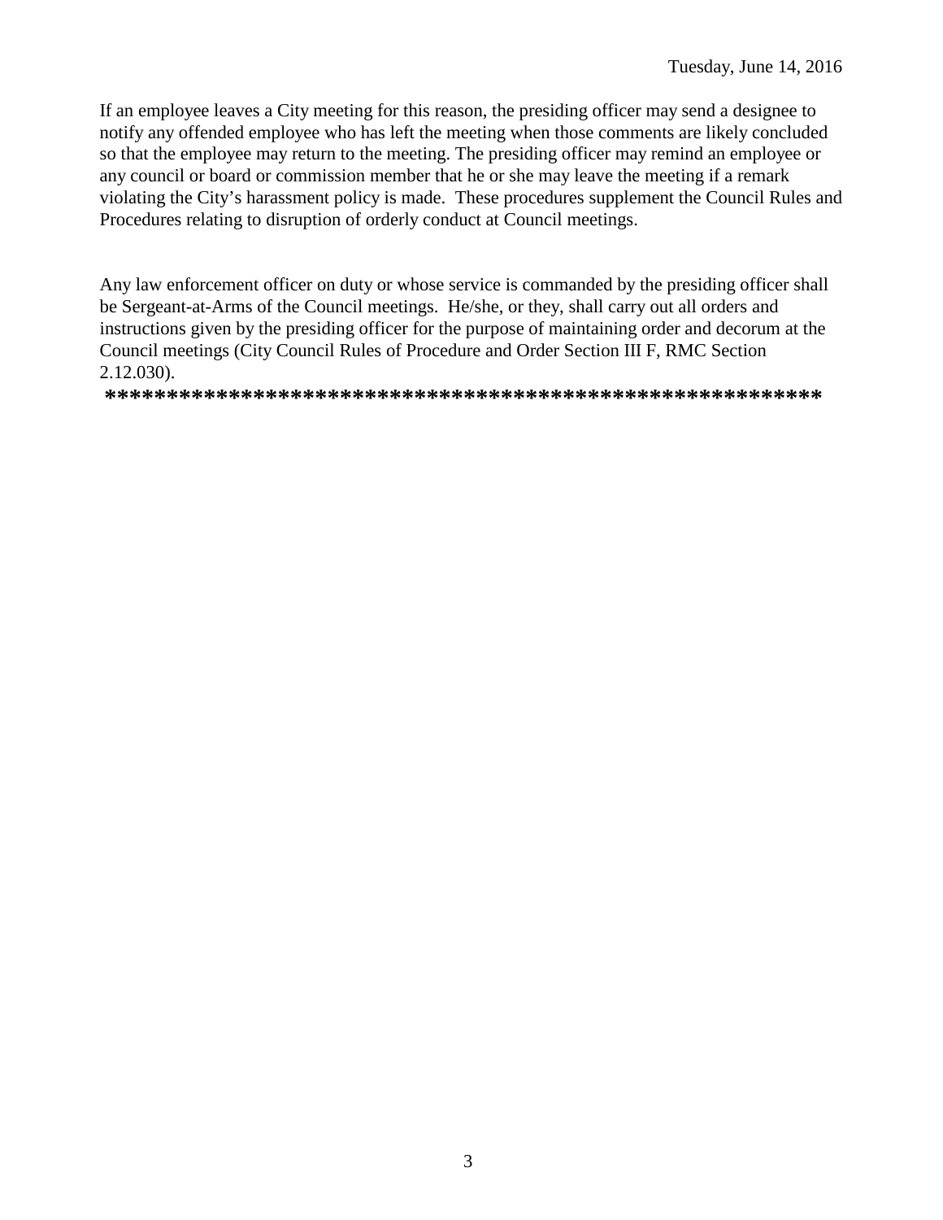If an employee leaves a City meeting for this reason, the presiding officer may send a designee to notify any offended employee who has left the meeting when those comments are likely concluded so that the employee may return to the meeting. The presiding officer may remind an employee or any council or board or commission member that he or she may leave the meeting if a remark violating the City's harassment policy is made. These procedures supplement the Council Rules and Procedures relating to disruption of orderly conduct at Council meetings.

Any law enforcement officer on duty or whose service is commanded by the presiding officer shall be Sergeant-at-Arms of the Council meetings. He/she, or they, shall carry out all orders and instructions given by the presiding officer for the purpose of maintaining order and decorum at the Council meetings (City Council Rules of Procedure and Order Section III F, RMC Section 2.12.030).

**************************************************************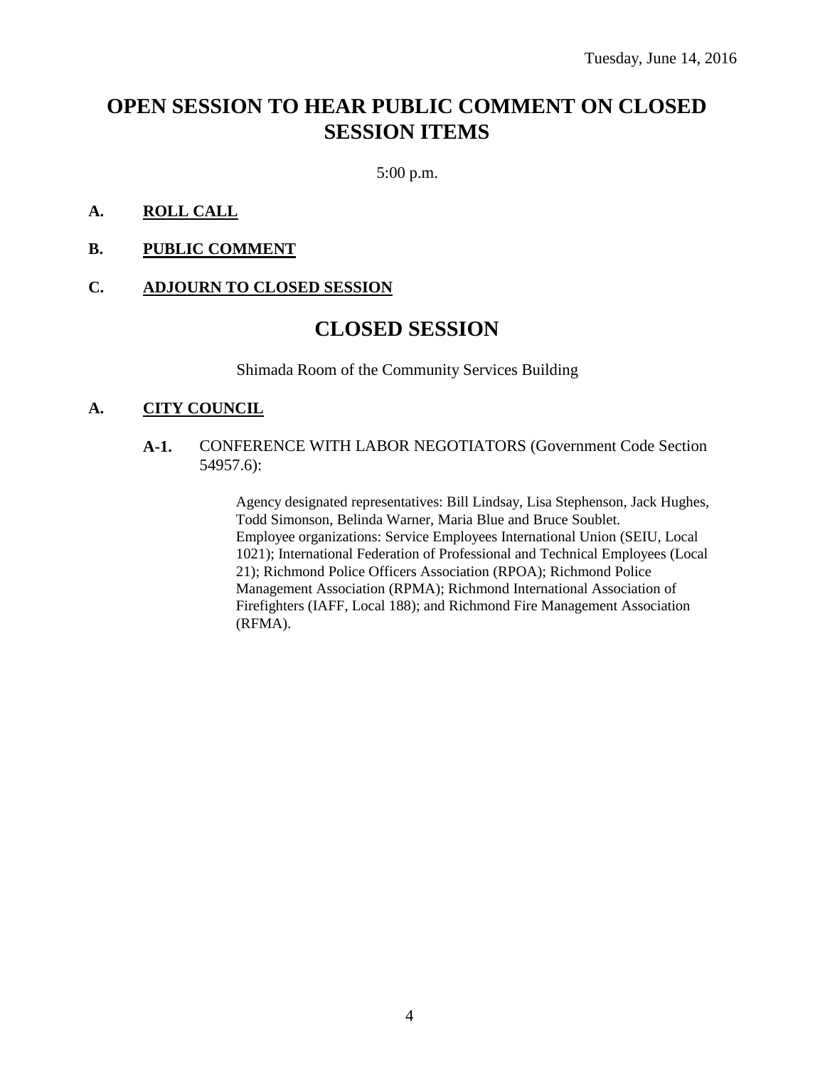Tuesday, June 14, 2016

# OPEN SESSION TO HEAR PUBLIC COMMENT ON CLOSED SESSION ITEMS

5:00 p.m.

**A. ROLL CALL**

**B. PUBLIC COMMENT**

**C. ADJOURN TO CLOSED SESSION**

# CLOSED SESSION

Shimada Room of the Community Services Building

**A. CITY COUNCIL**

**A-1.** CONFERENCE WITH LABOR NEGOTIATORS (Government Code Section 54957.6):

Agency designated representatives: Bill Lindsay, Lisa Stephenson, Jack Hughes, Todd Simonson, Belinda Warner, Maria Blue and Bruce Soublet.
Employee organizations: Service Employees International Union (SEIU, Local 1021); International Federation of Professional and Technical Employees (Local 21); Richmond Police Officers Association (RPOA); Richmond Police Management Association (RPMA); Richmond International Association of Firefighters (IAFF, Local 188); and Richmond Fire Management Association (RFMA).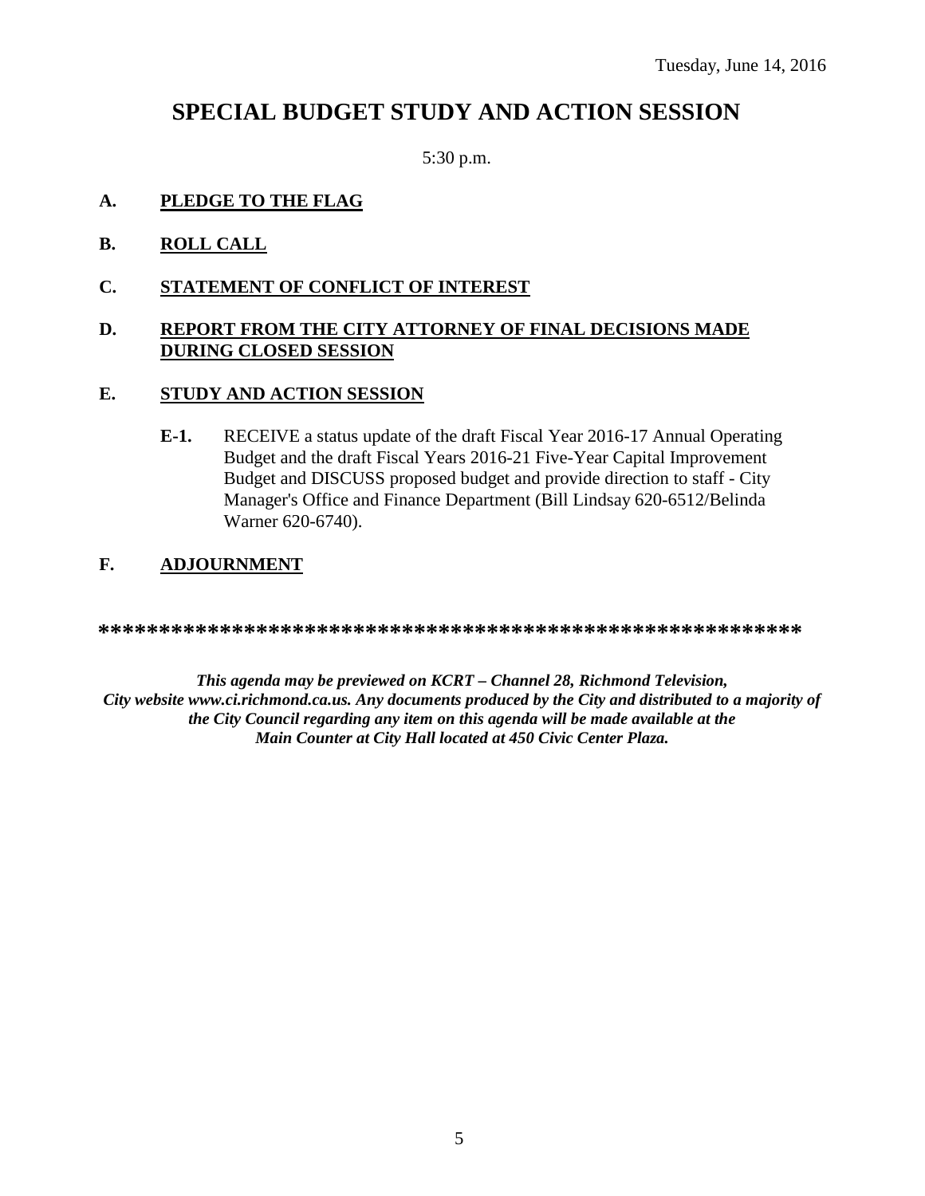Tuesday, June 14, 2016

# SPECIAL BUDGET STUDY AND ACTION SESSION

5:30 p.m.

**A. PLEDGE TO THE FLAG**

**B. ROLL CALL**

**C. STATEMENT OF CONFLICT OF INTEREST**

**D. REPORT FROM THE CITY ATTORNEY OF FINAL DECISIONS MADE DURING CLOSED SESSION**

**E. STUDY AND ACTION SESSION**

**E-1.** RECEIVE a status update of the draft Fiscal Year 2016-17 Annual Operating Budget and the draft Fiscal Years 2016-21 Five-Year Capital Improvement Budget and DISCUSS proposed budget and provide direction to staff - City Manager's Office and Finance Department (Bill Lindsay 620-6512/Belinda Warner 620-6740).

**F. ADJOURNMENT**

**\*\*\*\*\*\*\*\*\*\*\*\*\*\*\*\*\*\*\*\*\*\*\*\*\*\*\*\*\*\*\*\*\*\*\*\*\*\*\*\*\*\*\*\*\*\*\*\*\*\*\*\*\*\*\*\*\*\*\***

***This agenda may be previewed on KCRT – Channel 28, Richmond Television, City website www.ci.richmond.ca.us. Any documents produced by the City and distributed to a majority of the City Council regarding any item on this agenda will be made available at the Main Counter at City Hall located at 450 Civic Center Plaza.***